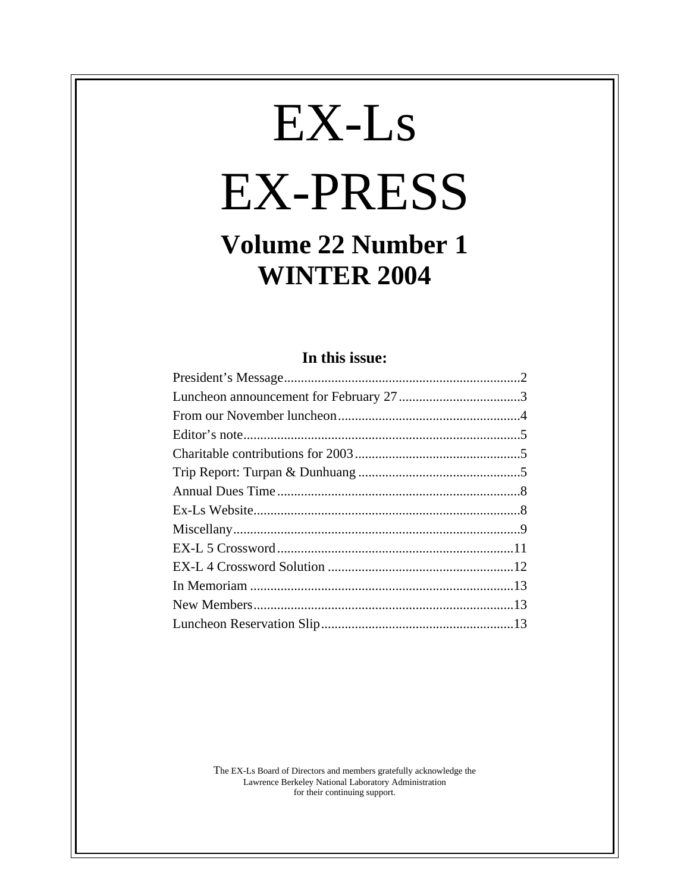# EX-Ls

# EX-PRESS

## Volume 22 Number 1
## WINTER 2004

### In this issue:

| | |
|---|---|
| President's Message | 2 |
| Luncheon announcement for February 27 | 3 |
| From our November luncheon | 4 |
| Editor's note | 5 |
| Charitable contributions for 2003 | 5 |
| Trip Report: Turpan & Dunhuang | 5 |
| Annual Dues Time | 8 |
| Ex-Ls Website | 8 |
| Miscellany | 9 |
| EX-L 5 Crossword | 11 |
| EX-L 4 Crossword Solution | 12 |
| In Memoriam | 13 |
| New Members | 13 |
| Luncheon Reservation Slip | 13 |

The EX-Ls Board of Directors and members gratefully acknowledge the Lawrence Berkeley National Laboratory Administration for their continuing support.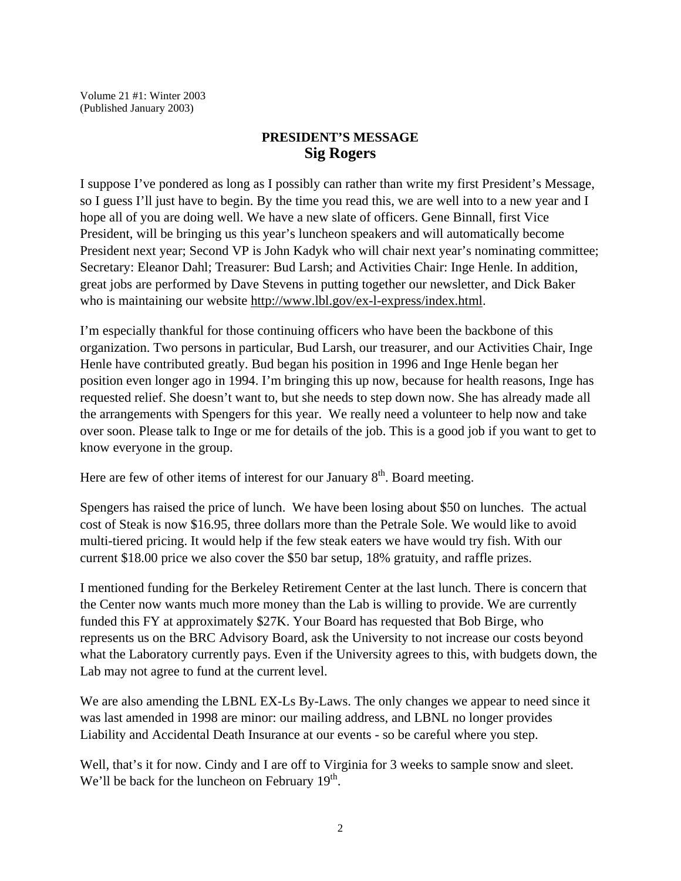Volume 21 #1: Winter 2003
(Published January 2003)

## PRESIDENT'S MESSAGE
## Sig Rogers

I suppose I've pondered as long as I possibly can rather than write my first President's Message, so I guess I'll just have to begin. By the time you read this, we are well into to a new year and I hope all of you are doing well. We have a new slate of officers. Gene Binnall, first Vice President, will be bringing us this year's luncheon speakers and will automatically become President next year; Second VP is John Kadyk who will chair next year's nominating committee; Secretary: Eleanor Dahl; Treasurer: Bud Larsh; and Activities Chair: Inge Henle. In addition, great jobs are performed by Dave Stevens in putting together our newsletter, and Dick Baker who is maintaining our website http://www.lbl.gov/ex-l-express/index.html.

I'm especially thankful for those continuing officers who have been the backbone of this organization. Two persons in particular, Bud Larsh, our treasurer, and our Activities Chair, Inge Henle have contributed greatly. Bud began his position in 1996 and Inge Henle began her position even longer ago in 1994. I'm bringing this up now, because for health reasons, Inge has requested relief. She doesn't want to, but she needs to step down now. She has already made all the arrangements with Spengers for this year. We really need a volunteer to help now and take over soon. Please talk to Inge or me for details of the job. This is a good job if you want to get to know everyone in the group.

Here are few of other items of interest for our January 8th. Board meeting.

Spengers has raised the price of lunch. We have been losing about $50 on lunches. The actual cost of Steak is now $16.95, three dollars more than the Petrale Sole. We would like to avoid multi-tiered pricing. It would help if the few steak eaters we have would try fish. With our current $18.00 price we also cover the $50 bar setup, 18% gratuity, and raffle prizes.

I mentioned funding for the Berkeley Retirement Center at the last lunch. There is concern that the Center now wants much more money than the Lab is willing to provide. We are currently funded this FY at approximately $27K. Your Board has requested that Bob Birge, who represents us on the BRC Advisory Board, ask the University to not increase our costs beyond what the Laboratory currently pays. Even if the University agrees to this, with budgets down, the Lab may not agree to fund at the current level.

We are also amending the LBNL EX-Ls By-Laws. The only changes we appear to need since it was last amended in 1998 are minor: our mailing address, and LBNL no longer provides Liability and Accidental Death Insurance at our events - so be careful where you step.

Well, that's it for now. Cindy and I are off to Virginia for 3 weeks to sample snow and sleet. We'll be back for the luncheon on February 19th.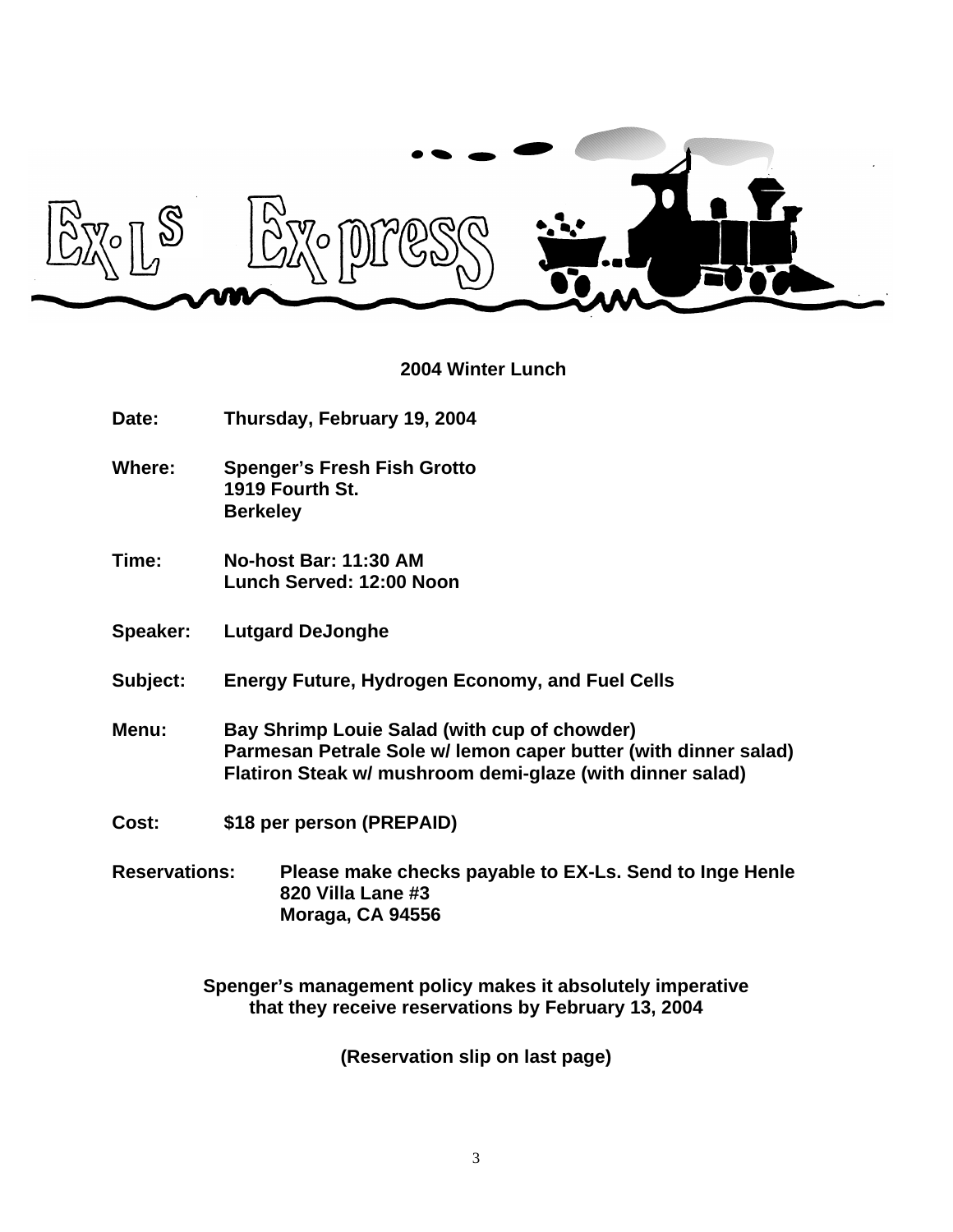# EX-Ls Ex-press

## 2004 Winter Lunch

**Date:** Thursday, February 19, 2004

**Where:** Spenger's Fresh Fish Grotto
1919 Fourth St.
Berkeley

**Time:** No-host Bar: 11:30 AM
Lunch Served: 12:00 Noon

**Speaker:** Lutgard DeJonghe

**Subject:** Energy Future, Hydrogen Economy, and Fuel Cells

**Menu:** Bay Shrimp Louie Salad (with cup of chowder)
Parmesan Petrale Sole w/ lemon caper butter (with dinner salad)
Flatiron Steak w/ mushroom demi-glaze (with dinner salad)

**Cost:** $18 per person (PREPAID)

**Reservations:** Please make checks payable to EX-Ls. Send to Inge Henle
820 Villa Lane #3
Moraga, CA 94556

**Spenger's management policy makes it absolutely imperative that they receive reservations by February 13, 2004**

**(Reservation slip on last page)**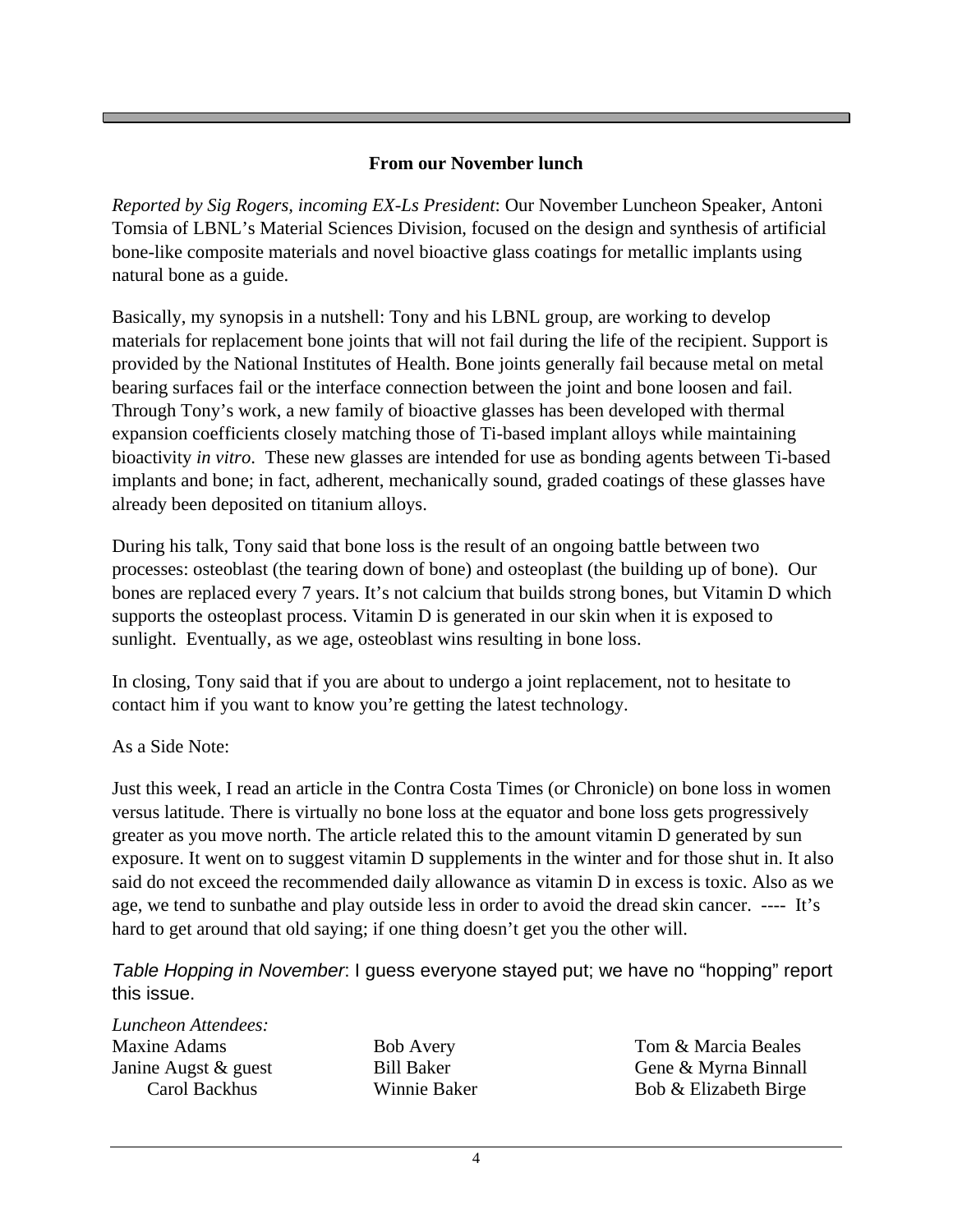### From our November lunch

*Reported by Sig Rogers, incoming EX-Ls President*: Our November Luncheon Speaker, Antoni Tomsia of LBNL's Material Sciences Division, focused on the design and synthesis of artificial bone-like composite materials and novel bioactive glass coatings for metallic implants using natural bone as a guide.

Basically, my synopsis in a nutshell: Tony and his LBNL group, are working to develop materials for replacement bone joints that will not fail during the life of the recipient. Support is provided by the National Institutes of Health. Bone joints generally fail because metal on metal bearing surfaces fail or the interface connection between the joint and bone loosen and fail. Through Tony's work, a new family of bioactive glasses has been developed with thermal expansion coefficients closely matching those of Ti-based implant alloys while maintaining bioactivity *in vitro*. These new glasses are intended for use as bonding agents between Ti-based implants and bone; in fact, adherent, mechanically sound, graded coatings of these glasses have already been deposited on titanium alloys.

During his talk, Tony said that bone loss is the result of an ongoing battle between two processes: osteoblast (the tearing down of bone) and osteoplast (the building up of bone). Our bones are replaced every 7 years. It's not calcium that builds strong bones, but Vitamin D which supports the osteoplast process. Vitamin D is generated in our skin when it is exposed to sunlight. Eventually, as we age, osteoblast wins resulting in bone loss.

In closing, Tony said that if you are about to undergo a joint replacement, not to hesitate to contact him if you want to know you're getting the latest technology.

As a Side Note:

Just this week, I read an article in the Contra Costa Times (or Chronicle) on bone loss in women versus latitude. There is virtually no bone loss at the equator and bone loss gets progressively greater as you move north. The article related this to the amount vitamin D generated by sun exposure. It went on to suggest vitamin D supplements in the winter and for those shut in. It also said do not exceed the recommended daily allowance as vitamin D in excess is toxic. Also as we age, we tend to sunbathe and play outside less in order to avoid the dread skin cancer. ---- It's hard to get around that old saying; if one thing doesn't get you the other will.

*Table Hopping in November*: I guess everyone stayed put; we have no "hopping" report this issue.

*Luncheon Attendees:*

Maxine Adams
Janine Augst & guest
Carol Backhus
Bob Avery
Bill Baker
Winnie Baker
Tom & Marcia Beales
Gene & Myrna Binnall
Bob & Elizabeth Birge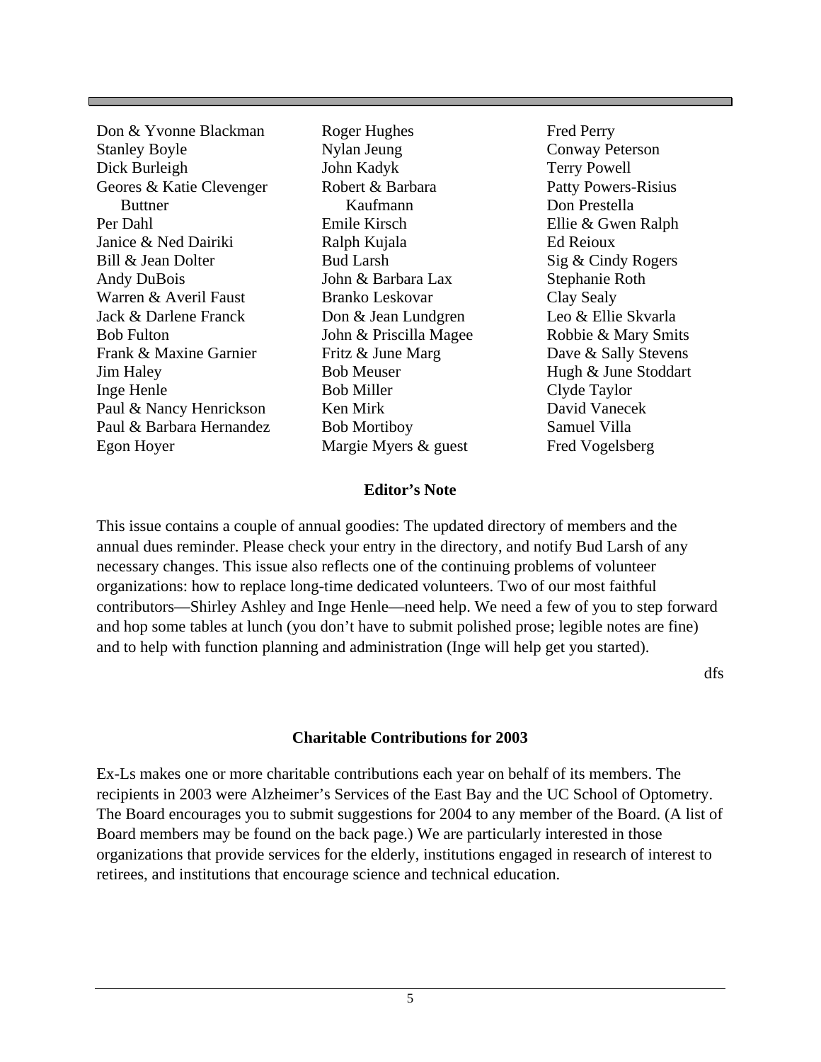Don & Yvonne Blackman
Stanley Boyle
Dick Burleigh
Geores & Katie Clevenger Buttner
Per Dahl
Janice & Ned Dairiki
Bill & Jean Dolter
Andy DuBois
Warren & Averil Faust
Jack & Darlene Franck
Bob Fulton
Frank & Maxine Garnier
Jim Haley
Inge Henle
Paul & Nancy Henrickson
Paul & Barbara Hernandez
Egon Hoyer
Roger Hughes
Nylan Jeung
John Kadyk
Robert & Barbara Kaufmann
Emile Kirsch
Ralph Kujala
Bud Larsh
John & Barbara Lax
Branko Leskovar
Don & Jean Lundgren
John & Priscilla Magee
Fritz & June Marg
Bob Meuser
Bob Miller
Ken Mirk
Bob Mortiboy
Margie Myers & guest
Fred Perry
Conway Peterson
Terry Powell
Patty Powers-Risius
Don Prestella
Ellie & Gwen Ralph
Ed Reioux
Sig & Cindy Rogers
Stephanie Roth
Clay Sealy
Leo & Ellie Skvarla
Robbie & Mary Smits
Dave & Sally Stevens
Hugh & June Stoddart
Clyde Taylor
David Vanecek
Samuel Villa
Fred Vogelsberg

## Editor's Note

This issue contains a couple of annual goodies: The updated directory of members and the annual dues reminder. Please check your entry in the directory, and notify Bud Larsh of any necessary changes. This issue also reflects one of the continuing problems of volunteer organizations: how to replace long-time dedicated volunteers. Two of our most faithful contributors—Shirley Ashley and Inge Henle—need help. We need a few of you to step forward and hop some tables at lunch (you don't have to submit polished prose; legible notes are fine) and to help with function planning and administration (Inge will help get you started).

dfs

## Charitable Contributions for 2003

Ex-Ls makes one or more charitable contributions each year on behalf of its members. The recipients in 2003 were Alzheimer's Services of the East Bay and the UC School of Optometry. The Board encourages you to submit suggestions for 2004 to any member of the Board. (A list of Board members may be found on the back page.) We are particularly interested in those organizations that provide services for the elderly, institutions engaged in research of interest to retirees, and institutions that encourage science and technical education.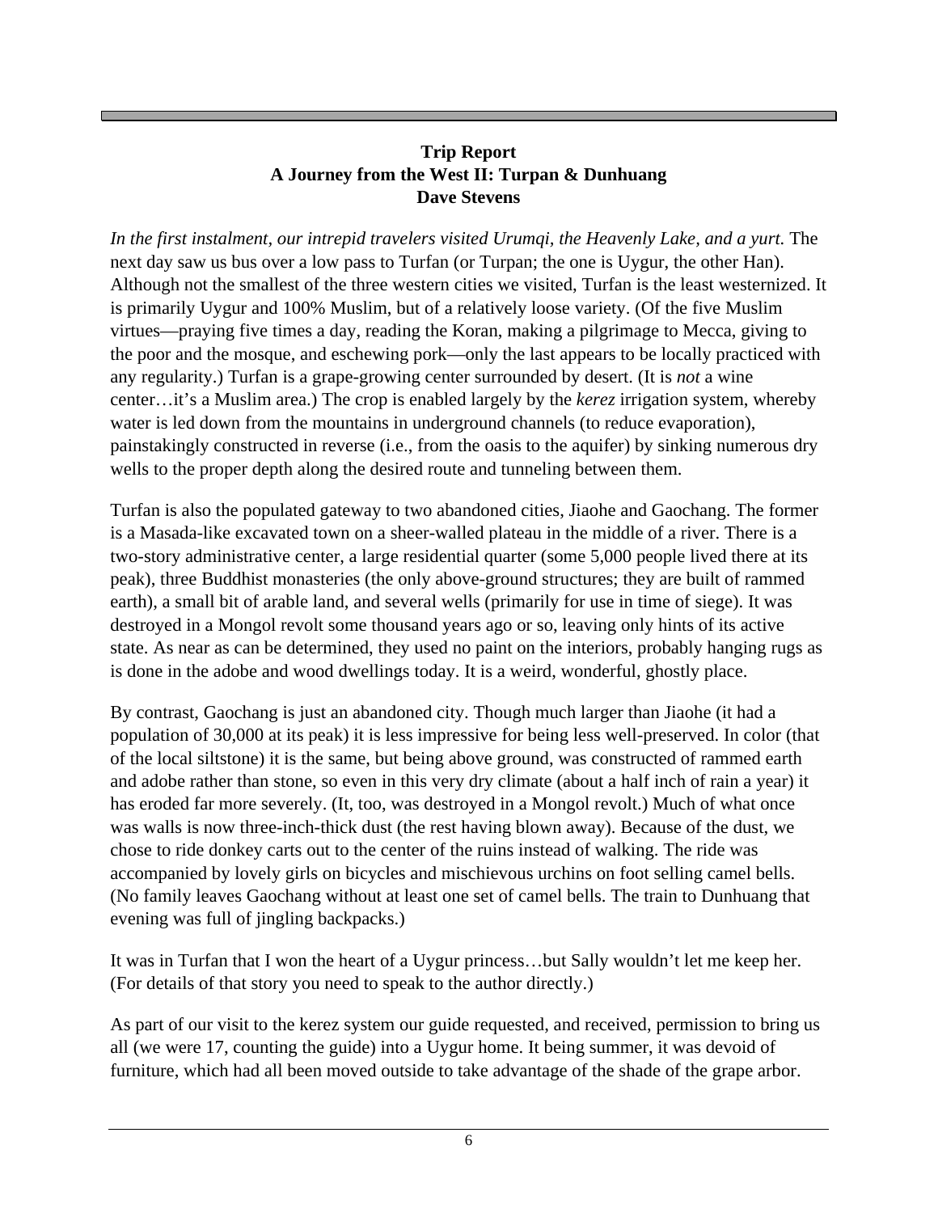**Trip Report**
**A Journey from the West II: Turpan & Dunhuang**
**Dave Stevens**

*In the first instalment, our intrepid travelers visited Urumqi, the Heavenly Lake, and a yurt.* The next day saw us bus over a low pass to Turfan (or Turpan; the one is Uygur, the other Han). Although not the smallest of the three western cities we visited, Turfan is the least westernized. It is primarily Uygur and 100% Muslim, but of a relatively loose variety. (Of the five Muslim virtues—praying five times a day, reading the Koran, making a pilgrimage to Mecca, giving to the poor and the mosque, and eschewing pork—only the last appears to be locally practiced with any regularity.) Turfan is a grape-growing center surrounded by desert. (It is *not* a wine center…it's a Muslim area.) The crop is enabled largely by the *kerez* irrigation system, whereby water is led down from the mountains in underground channels (to reduce evaporation), painstakingly constructed in reverse (i.e., from the oasis to the aquifer) by sinking numerous dry wells to the proper depth along the desired route and tunneling between them.

Turfan is also the populated gateway to two abandoned cities, Jiaohe and Gaochang. The former is a Masada-like excavated town on a sheer-walled plateau in the middle of a river. There is a two-story administrative center, a large residential quarter (some 5,000 people lived there at its peak), three Buddhist monasteries (the only above-ground structures; they are built of rammed earth), a small bit of arable land, and several wells (primarily for use in time of siege). It was destroyed in a Mongol revolt some thousand years ago or so, leaving only hints of its active state. As near as can be determined, they used no paint on the interiors, probably hanging rugs as is done in the adobe and wood dwellings today. It is a weird, wonderful, ghostly place.

By contrast, Gaochang is just an abandoned city. Though much larger than Jiaohe (it had a population of 30,000 at its peak) it is less impressive for being less well-preserved. In color (that of the local siltstone) it is the same, but being above ground, was constructed of rammed earth and adobe rather than stone, so even in this very dry climate (about a half inch of rain a year) it has eroded far more severely. (It, too, was destroyed in a Mongol revolt.) Much of what once was walls is now three-inch-thick dust (the rest having blown away). Because of the dust, we chose to ride donkey carts out to the center of the ruins instead of walking. The ride was accompanied by lovely girls on bicycles and mischievous urchins on foot selling camel bells. (No family leaves Gaochang without at least one set of camel bells. The train to Dunhuang that evening was full of jingling backpacks.)

It was in Turfan that I won the heart of a Uygur princess…but Sally wouldn't let me keep her. (For details of that story you need to speak to the author directly.)

As part of our visit to the kerez system our guide requested, and received, permission to bring us all (we were 17, counting the guide) into a Uygur home. It being summer, it was devoid of furniture, which had all been moved outside to take advantage of the shade of the grape arbor.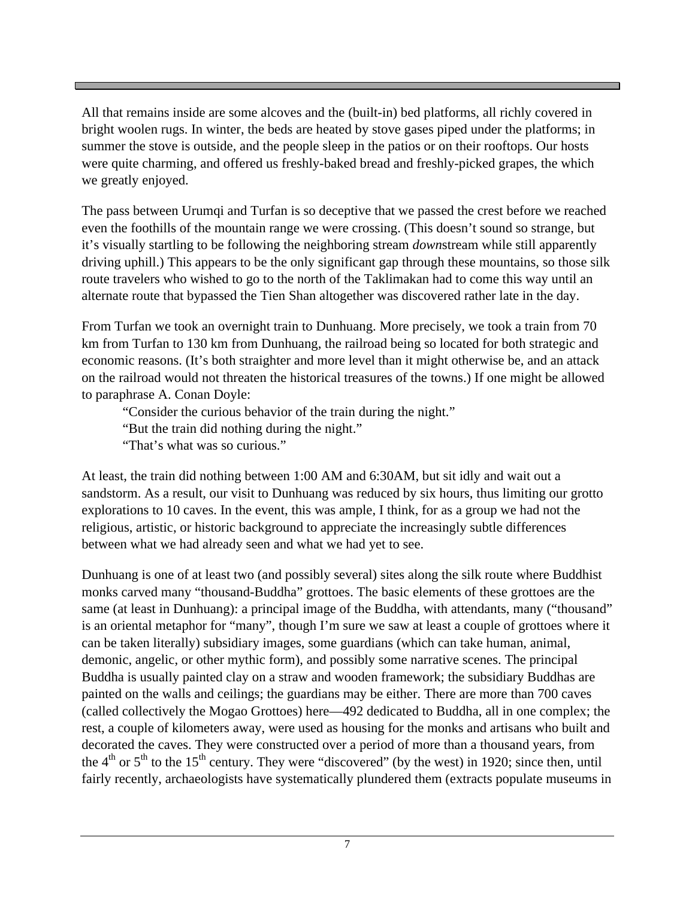All that remains inside are some alcoves and the (built-in) bed platforms, all richly covered in bright woolen rugs. In winter, the beds are heated by stove gases piped under the platforms; in summer the stove is outside, and the people sleep in the patios or on their rooftops. Our hosts were quite charming, and offered us freshly-baked bread and freshly-picked grapes, the which we greatly enjoyed.

The pass between Urumqi and Turfan is so deceptive that we passed the crest before we reached even the foothills of the mountain range we were crossing. (This doesn't sound so strange, but it's visually startling to be following the neighboring stream *down*stream while still apparently driving uphill.) This appears to be the only significant gap through these mountains, so those silk route travelers who wished to go to the north of the Taklimakan had to come this way until an alternate route that bypassed the Tien Shan altogether was discovered rather late in the day.

From Turfan we took an overnight train to Dunhuang. More precisely, we took a train from 70 km from Turfan to 130 km from Dunhuang, the railroad being so located for both strategic and economic reasons. (It's both straighter and more level than it might otherwise be, and an attack on the railroad would not threaten the historical treasures of the towns.) If one might be allowed to paraphrase A. Conan Doyle:

> "Consider the curious behavior of the train during the night."
> "But the train did nothing during the night."
> "That's what was so curious."

At least, the train did nothing between 1:00 AM and 6:30AM, but sit idly and wait out a sandstorm. As a result, our visit to Dunhuang was reduced by six hours, thus limiting our grotto explorations to 10 caves. In the event, this was ample, I think, for as a group we had not the religious, artistic, or historic background to appreciate the increasingly subtle differences between what we had already seen and what we had yet to see.

Dunhuang is one of at least two (and possibly several) sites along the silk route where Buddhist monks carved many "thousand-Buddha" grottoes. The basic elements of these grottoes are the same (at least in Dunhuang): a principal image of the Buddha, with attendants, many ("thousand" is an oriental metaphor for "many", though I'm sure we saw at least a couple of grottoes where it can be taken literally) subsidiary images, some guardians (which can take human, animal, demonic, angelic, or other mythic form), and possibly some narrative scenes. The principal Buddha is usually painted clay on a straw and wooden framework; the subsidiary Buddhas are painted on the walls and ceilings; the guardians may be either. There are more than 700 caves (called collectively the Mogao Grottoes) here—492 dedicated to Buddha, all in one complex; the rest, a couple of kilometers away, were used as housing for the monks and artisans who built and decorated the caves. They were constructed over a period of more than a thousand years, from the 4th or 5th to the 15th century. They were "discovered" (by the west) in 1920; since then, until fairly recently, archaeologists have systematically plundered them (extracts populate museums in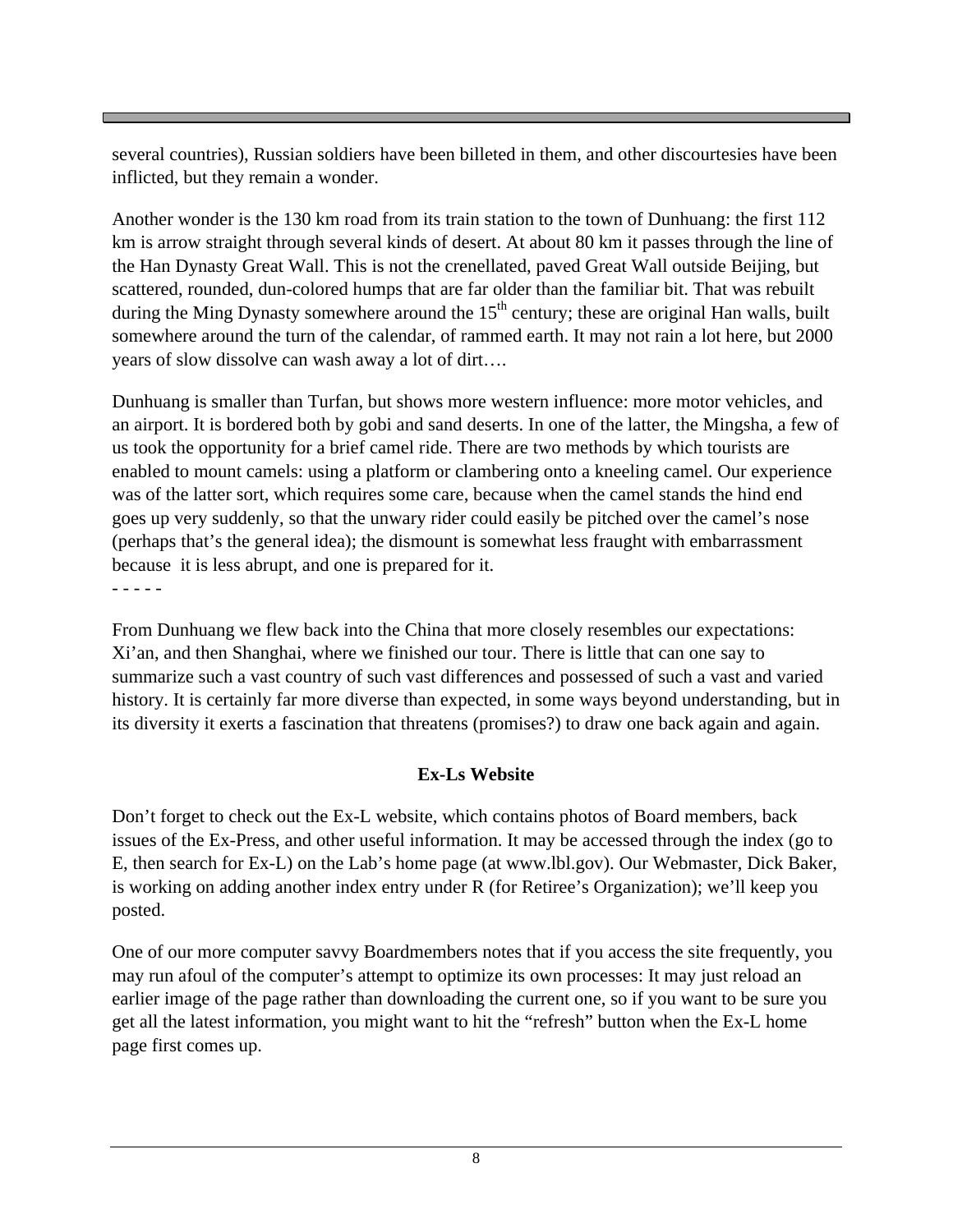several countries), Russian soldiers have been billeted in them, and other discourtesies have been inflicted, but they remain a wonder.

Another wonder is the 130 km road from its train station to the town of Dunhuang: the first 112 km is arrow straight through several kinds of desert. At about 80 km it passes through the line of the Han Dynasty Great Wall. This is not the crenellated, paved Great Wall outside Beijing, but scattered, rounded, dun-colored humps that are far older than the familiar bit. That was rebuilt during the Ming Dynasty somewhere around the 15th century; these are original Han walls, built somewhere around the turn of the calendar, of rammed earth. It may not rain a lot here, but 2000 years of slow dissolve can wash away a lot of dirt….

Dunhuang is smaller than Turfan, but shows more western influence: more motor vehicles, and an airport. It is bordered both by gobi and sand deserts. In one of the latter, the Mingsha, a few of us took the opportunity for a brief camel ride. There are two methods by which tourists are enabled to mount camels: using a platform or clambering onto a kneeling camel. Our experience was of the latter sort, which requires some care, because when the camel stands the hind end goes up very suddenly, so that the unwary rider could easily be pitched over the camel's nose (perhaps that's the general idea); the dismount is somewhat less fraught with embarrassment because it is less abrupt, and one is prepared for it.

\- - - - -

From Dunhuang we flew back into the China that more closely resembles our expectations: Xi'an, and then Shanghai, where we finished our tour. There is little that can one say to summarize such a vast country of such vast differences and possessed of such a vast and varied history. It is certainly far more diverse than expected, in some ways beyond understanding, but in its diversity it exerts a fascination that threatens (promises?) to draw one back again and again.

**Ex-Ls Website**

Don't forget to check out the Ex-L website, which contains photos of Board members, back issues of the Ex-Press, and other useful information. It may be accessed through the index (go to E, then search for Ex-L) on the Lab's home page (at www.lbl.gov). Our Webmaster, Dick Baker, is working on adding another index entry under R (for Retiree's Organization); we'll keep you posted.

One of our more computer savvy Boardmembers notes that if you access the site frequently, you may run afoul of the computer's attempt to optimize its own processes: It may just reload an earlier image of the page rather than downloading the current one, so if you want to be sure you get all the latest information, you might want to hit the "refresh" button when the Ex-L home page first comes up.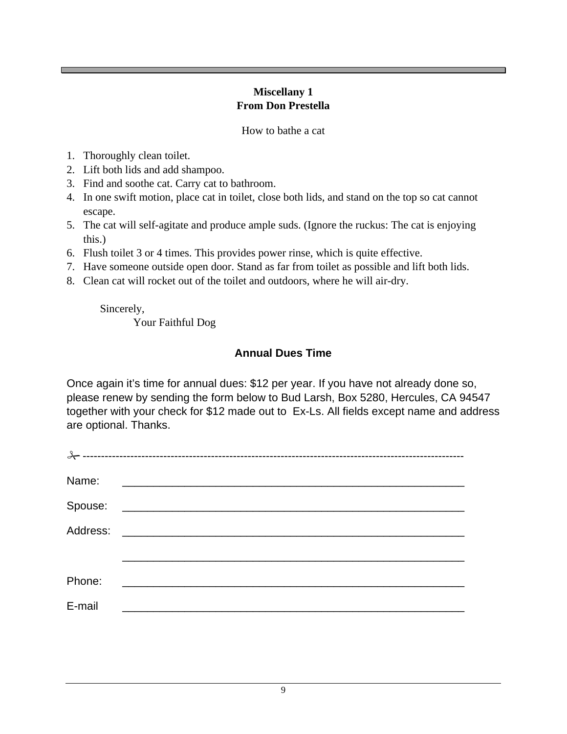## Miscellany 1
## From Don Prestella

How to bathe a cat

1. Thoroughly clean toilet.
2. Lift both lids and add shampoo.
3. Find and soothe cat. Carry cat to bathroom.
4. In one swift motion, place cat in toilet, close both lids, and stand on the top so cat cannot escape.
5. The cat will self-agitate and produce ample suds. (Ignore the ruckus: The cat is enjoying this.)
6. Flush toilet 3 or 4 times. This provides power rinse, which is quite effective.
7. Have someone outside open door. Stand as far from toilet as possible and lift both lids.
8. Clean cat will rocket out of the toilet and outdoors, where he will air-dry.

Sincerely,
Your Faithful Dog

## Annual Dues Time

Once again it's time for annual dues: $12 per year. If you have not already done so, please renew by sending the form below to Bud Larsh, Box 5280, Hercules, CA 94547 together with your check for $12 made out to Ex-Ls. All fields except name and address are optional. Thanks.

✂ ----------------------------------------------------------------------------------------------------

Name: ____________________________________________________________

Spouse: ____________________________________________________________

Address: ____________________________________________________________

____________________________________________________________

Phone: ____________________________________________________________

E-mail ____________________________________________________________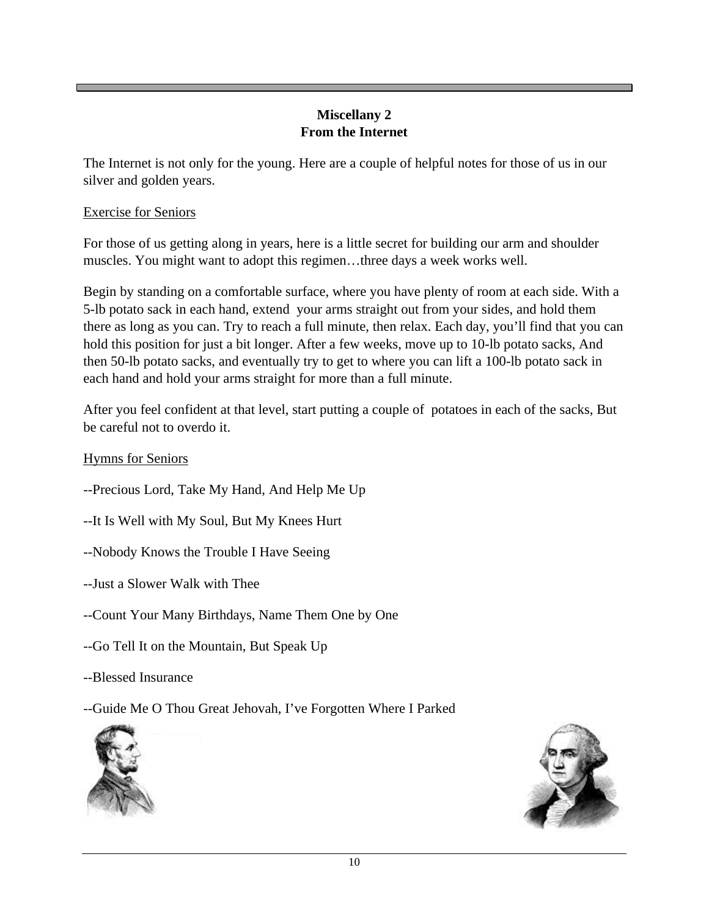**Miscellany 2**
**From the Internet**

The Internet is not only for the young. Here are a couple of helpful notes for those of us in our silver and golden years.

Exercise for Seniors

For those of us getting along in years, here is a little secret for building our arm and shoulder muscles. You might want to adopt this regimen…three days a week works well.

Begin by standing on a comfortable surface, where you have plenty of room at each side. With a 5-lb potato sack in each hand, extend your arms straight out from your sides, and hold them there as long as you can. Try to reach a full minute, then relax. Each day, you'll find that you can hold this position for just a bit longer. After a few weeks, move up to 10-lb potato sacks, And then 50-lb potato sacks, and eventually try to get to where you can lift a 100-lb potato sack in each hand and hold your arms straight for more than a full minute.

After you feel confident at that level, start putting a couple of potatoes in each of the sacks, But be careful not to overdo it.

Hymns for Seniors

--Precious Lord, Take My Hand, And Help Me Up

--It Is Well with My Soul, But My Knees Hurt

--Nobody Knows the Trouble I Have Seeing

--Just a Slower Walk with Thee

--Count Your Many Birthdays, Name Them One by One

--Go Tell It on the Mountain, But Speak Up

--Blessed Insurance

--Guide Me O Thou Great Jehovah, I've Forgotten Where I Parked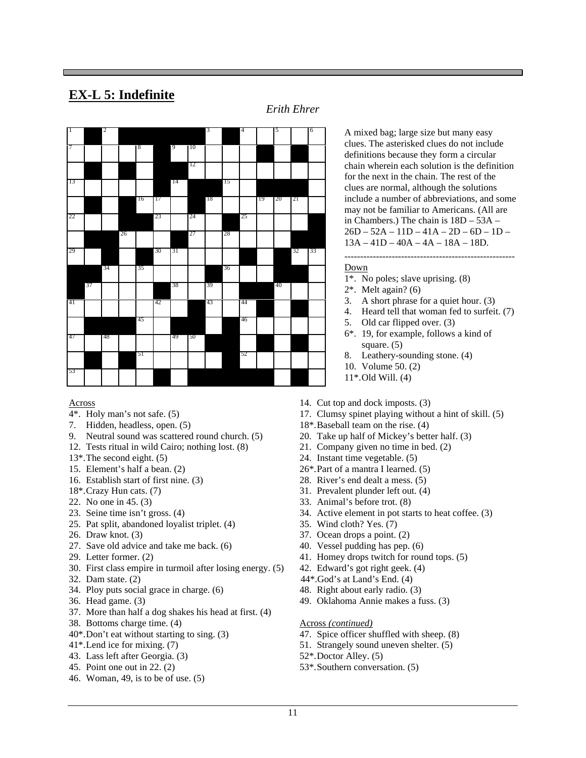## EX-L 5: Indefinite

*Erith Ehrer*

A mixed bag; large size but many easy clues. The asterisked clues do not include definitions because they form a circular chain wherein each solution is the definition for the next in the chain. The rest of the clues are normal, although the solutions include a number of abbreviations, and some may not be familiar to Americans. (All are in Chambers.) The chain is 18D – 53A – 26D – 52A – 11D – 41A – 2D – 6D – 1D – 13A – 41D – 40A – 4A – 18A – 18D.

---

### Across

4*. Holy man's not safe. (5)
7. Hidden, headless, open. (5)
9. Neutral sound was scattered round church. (5)
12. Tests ritual in wild Cairo; nothing lost. (8)
13*. The second eight. (5)
15. Element's half a bean. (2)
16. Establish start of first nine. (3)
18*. Crazy Hun cats. (7)
22. No one in 45. (3)
23. Seine time isn't gross. (4)
25. Pat split, abandoned loyalist triplet. (4)
26. Draw knot. (3)
27. Save old advice and take me back. (6)
29. Letter former. (2)
30. First class empire in turmoil after losing energy. (5)
32. Dam state. (2)
34. Ploy puts social grace in charge. (6)
36. Head game. (3)
37. More than half a dog shakes his head at first. (4)
38. Bottoms charge time. (4)
40*. Don't eat without starting to sing. (3)
41*. Lend ice for mixing. (7)
43. Lass left after Georgia. (3)
45. Point one out in 22. (2)
46. Woman, 49, is to be of use. (5)

### Across *(continued)*

47. Spice officer shuffled with sheep. (8)
51. Strangely sound uneven shelter. (5)
52*. Doctor Alley. (5)
53*. Southern conversation. (5)

### Down

1*. No poles; slave uprising. (8)
2*. Melt again? (6)
3. A short phrase for a quiet hour. (3)
4. Heard tell that woman fed to surfeit. (7)
5. Old car flipped over. (3)
6*. 19, for example, follows a kind of square. (5)
8. Leathery-sounding stone. (4)
10. Volume 50. (2)
11*. Old Will. (4)
14. Cut top and dock imposts. (3)
17. Clumsy spinet playing without a hint of skill. (5)
18*. Baseball team on the rise. (4)
20. Take up half of Mickey's better half. (3)
21. Company given no time in bed. (2)
24. Instant time vegetable. (5)
26*. Part of a mantra I learned. (5)
28. River's end dealt a mess. (5)
31. Prevalent plunder left out. (4)
33. Animal's before trot. (8)
34. Active element in pot starts to heat coffee. (3)
35. Wind cloth? Yes. (7)
37. Ocean drops a point. (2)
40. Vessel pudding has pep. (6)
41. Homey drops twitch for round tops. (5)
42. Edward's got right geek. (4)
44*. God's at Land's End. (4)
48. Right about early radio. (3)
49. Oklahoma Annie makes a fuss. (3)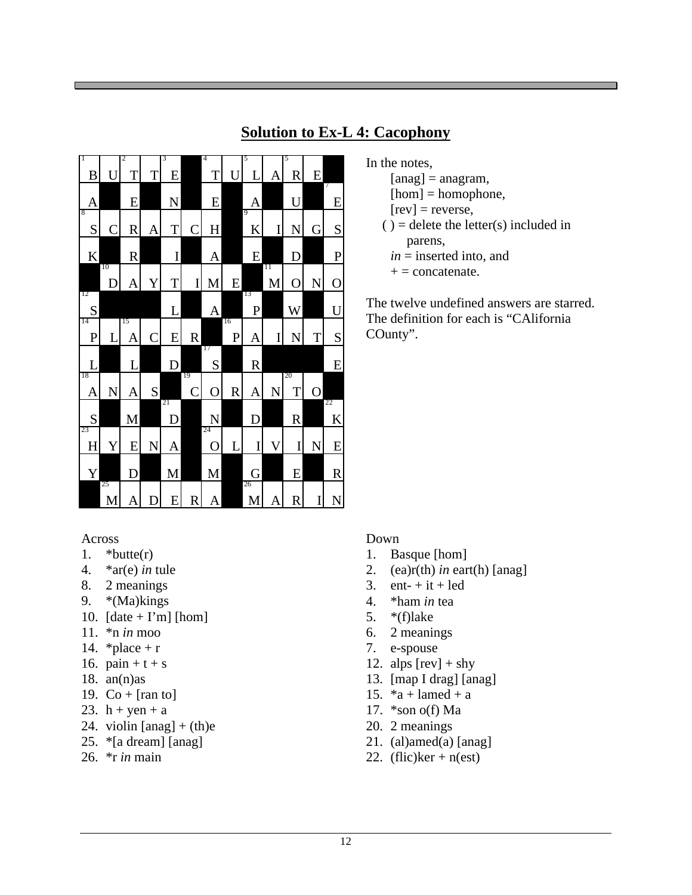## Solution to Ex-L 4: Cacophony

| 1 B | U | 2 T | T | 3 E | ■ | 4 T | U | 5 L | A | 5 R | E | ■ |
|---|---|---|---|---|---|---|---|---|---|---|---|---|
| A | ■ | E | ■ | N | ■ | E | ■ | A | ■ | U | ■ | 7 E |
| 8 S | C | R | A | T | C | H | ■ | 9 K | I | N | G | S |
| K | ■ | R | ■ | I | ■ | A | ■ | E | ■ | D | ■ | P |
| ■ | 10 D | A | Y | T | I | M | E | ■ | 11 M | O | N | O |
| 12 S | ■ | ■ | ■ | L | ■ | A | ■ | 13 P | ■ | W | ■ | U |
| 14 P | L | 15 A | C | E | R | ■ | 16 P | A | I | N | T | S |
| L | ■ | L | ■ | D | ■ | 17 S | ■ | R | ■ | ■ | ■ | E |
| 18 A | N | A | S | ■ | 19 C | O | R | A | N | 20 T | O | ■ |
| S | ■ | M | ■ | 21 D | ■ | N | ■ | D | ■ | R | ■ | 22 K |
| 23 H | Y | E | N | A | ■ | 24 O | L | I | V | I | N | E |
| Y | ■ | D | ■ | M | ■ | M | ■ | G | ■ | E | ■ | R |
| ■ | 25 M | A | D | E | R | A | ■ | 26 M | A | R | I | N |

In the notes,
- [anag] = anagram,
- [hom] = homophone,
- [rev] = reverse,
- ( ) = delete the letter(s) included in parens,
- *in* = inserted into, and
- + = concatenate.

The twelve undefined answers are starred. The definition for each is "CAlifornia COunty".

Across
1. *butte(r)
4. *ar(e) *in* tule
8. 2 meanings
9. *(Ma)kings
10. [date + I'm] [hom]
11. *n *in* moo
14. *place + r
16. pain + t + s
18. an(n)as
19. Co + [ran to]
23. h + yen + a
24. violin [anag] + (th)e
25. *[a dream] [anag]
26. *r *in* main

Down
1. Basque [hom]
2. (ea)r(th) *in* eart(h) [anag]
3. ent- + it + led
4. *ham *in* tea
5. *(f)lake
6. 2 meanings
7. e-spouse
12. alps [rev] + shy
13. [map I drag] [anag]
15. *a + lamed + a
17. *son o(f) Ma
20. 2 meanings
21. (al)amed(a) [anag]
22. (flic)ker + n(est)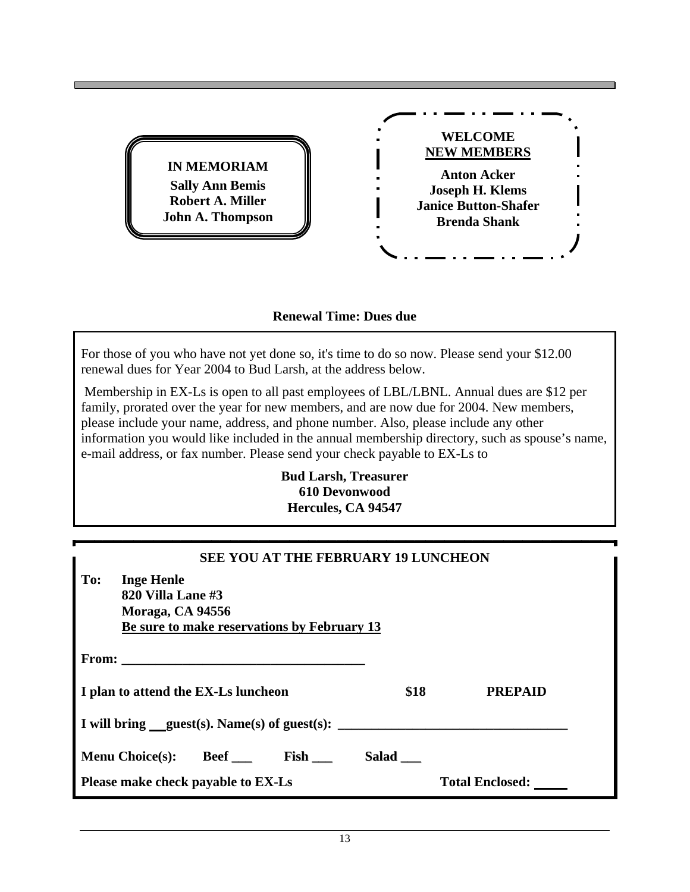**IN MEMORIAM**

**Sally Ann Bemis**
**Robert A. Miller**
**John A. Thompson**

**WELCOME**
**NEW MEMBERS**

**Anton Acker**
**Joseph H. Klems**
**Janice Button-Shafer**
**Brenda Shank**

**Renewal Time: Dues due**

For those of you who have not yet done so, it's time to do so now. Please send your $12.00 renewal dues for Year 2004 to Bud Larsh, at the address below.

Membership in EX-Ls is open to all past employees of LBL/LBNL. Annual dues are $12 per family, prorated over the year for new members, and are now due for 2004. New members, please include your name, address, and phone number. Also, please include any other information you would like included in the annual membership directory, such as spouse's name, e-mail address, or fax number. Please send your check payable to EX-Ls to

**Bud Larsh, Treasurer**
**610 Devonwood**
**Hercules, CA 94547**

**SEE YOU AT THE FEBRUARY 19 LUNCHEON**

**To: Inge Henle**
**820 Villa Lane #3**
**Moraga, CA 94556**
**Be sure to make reservations by February 13**

**From: ___________________________________**

**I plan to attend the EX-Ls luncheon $18 PREPAID**

**I will bring ___ guest(s). Name(s) of guest(s): _______________________________**

**Menu Choice(s): Beef ___ Fish ___ Salad ___**

**Please make check payable to EX-Ls Total Enclosed: _____**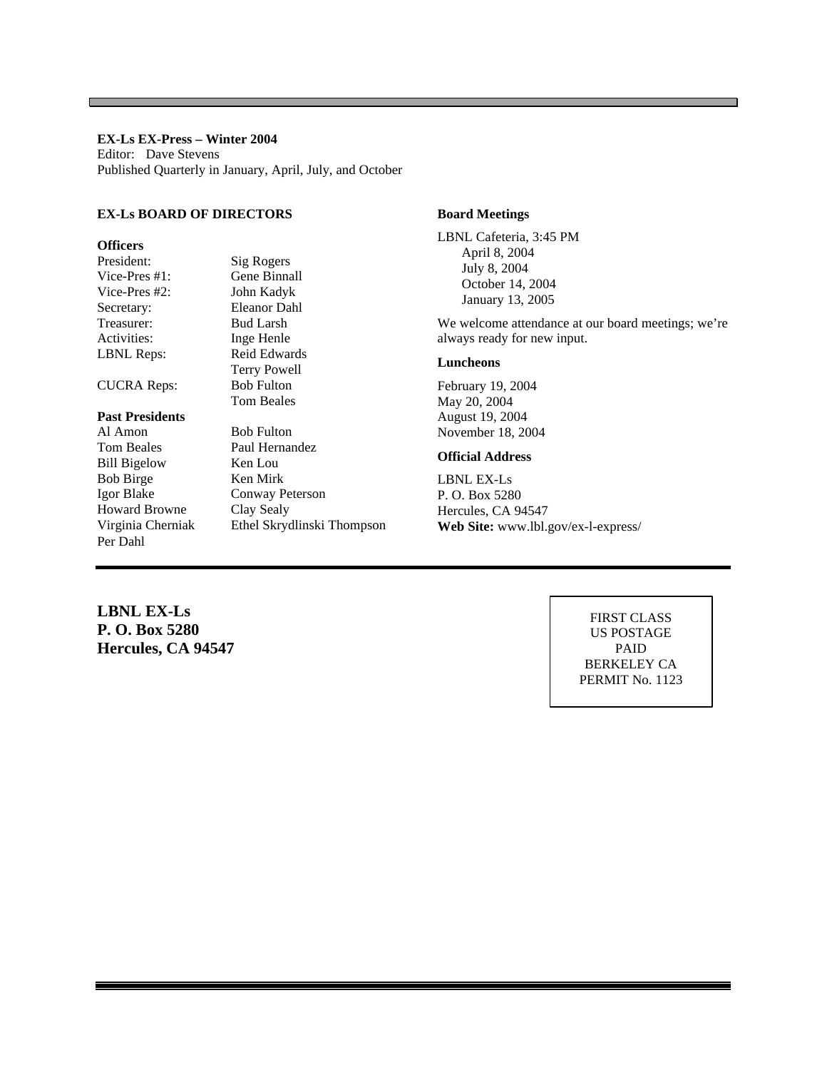**EX-Ls EX-Press – Winter 2004**
Editor: Dave Stevens
Published Quarterly in January, April, July, and October

**EX-Ls BOARD OF DIRECTORS**

**Officers**

| | |
|---|---|
| President: | Sig Rogers |
| Vice-Pres #1: | Gene Binnall |
| Vice-Pres #2: | John Kadyk |
| Secretary: | Eleanor Dahl |
| Treasurer: | Bud Larsh |
| Activities: | Inge Henle |
| LBNL Reps: | Reid Edwards |
| | Terry Powell |
| CUCRA Reps: | Bob Fulton |
| | Tom Beales |

**Past Presidents**

| | |
|---|---|
| Al Amon | Bob Fulton |
| Tom Beales | Paul Hernandez |
| Bill Bigelow | Ken Lou |
| Bob Birge | Ken Mirk |
| Igor Blake | Conway Peterson |
| Howard Browne | Clay Sealy |
| Virginia Cherniak | Ethel Skrydlinski Thompson |
| Per Dahl | |

**Board Meetings**

LBNL Cafeteria, 3:45 PM
April 8, 2004
July 8, 2004
October 14, 2004
January 13, 2005

We welcome attendance at our board meetings; we're always ready for new input.

**Luncheons**

February 19, 2004
May 20, 2004
August 19, 2004
November 18, 2004

**Official Address**

LBNL EX-Ls
P. O. Box 5280
Hercules, CA 94547
**Web Site:** www.lbl.gov/ex-l-express/

---

**LBNL EX-Ls**
**P. O. Box 5280**
**Hercules, CA 94547**

FIRST CLASS
US POSTAGE
PAID
BERKELEY CA
PERMIT No. 1123